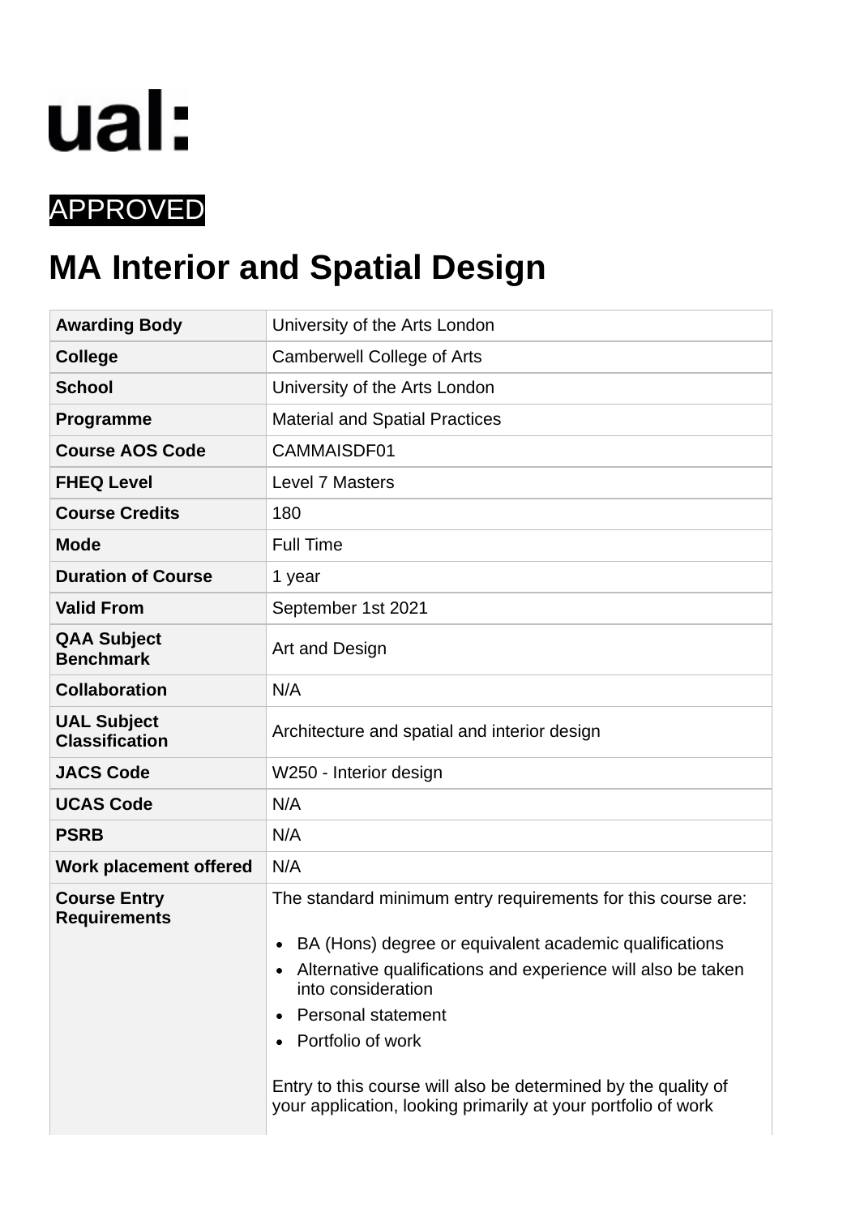ual:

APPROVED

# MA Interior and Spatial Design

| | |
|---|---|
| **Awarding Body** | University of the Arts London |
| **College** | Camberwell College of Arts |
| **School** | University of the Arts London |
| **Programme** | Material and Spatial Practices |
| **Course AOS Code** | CAMMAISDF01 |
| **FHEQ Level** | Level 7 Masters |
| **Course Credits** | 180 |
| **Mode** | Full Time |
| **Duration of Course** | 1 year |
| **Valid From** | September 1st 2021 |
| **QAA Subject Benchmark** | Art and Design |
| **Collaboration** | N/A |
| **UAL Subject Classification** | Architecture and spatial and interior design |
| **JACS Code** | W250 - Interior design |
| **UCAS Code** | N/A |
| **PSRB** | N/A |
| **Work placement offered** | N/A |
| **Course Entry Requirements** | The standard minimum entry requirements for this course are:<br><br>• BA (Hons) degree or equivalent academic qualifications<br>• Alternative qualifications and experience will also be taken into consideration<br>• Personal statement<br>• Portfolio of work<br><br>Entry to this course will also be determined by the quality of your application, looking primarily at your portfolio of work |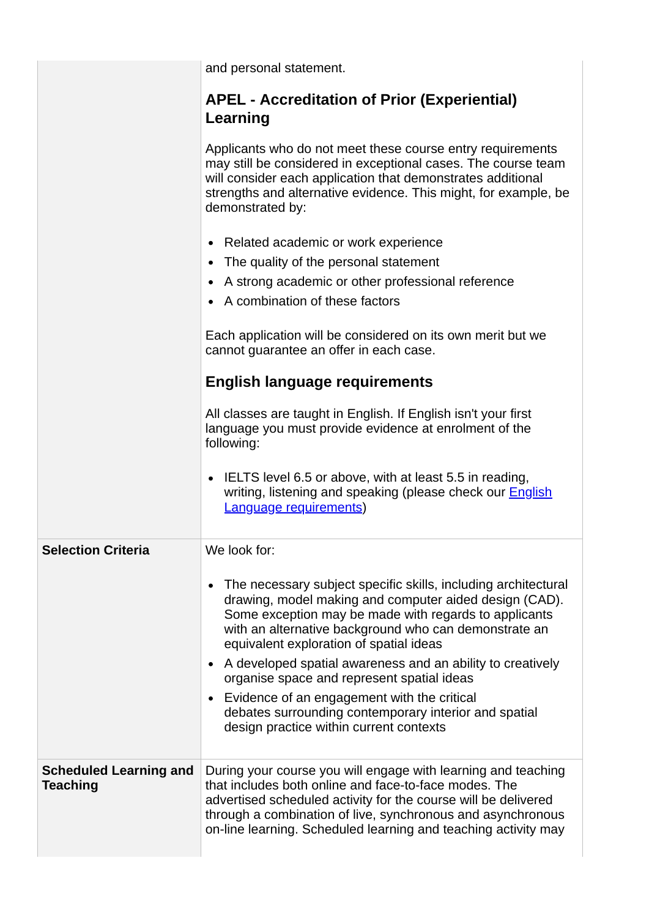| | |
|---|---|
| | and personal statement.<br><br>**APEL - Accreditation of Prior (Experiential) Learning**<br><br>Applicants who do not meet these course entry requirements may still be considered in exceptional cases. The course team will consider each application that demonstrates additional strengths and alternative evidence. This might, for example, be demonstrated by:<br><br>• Related academic or work experience<br>• The quality of the personal statement<br>• A strong academic or other professional reference<br>• A combination of these factors<br><br>Each application will be considered on its own merit but we cannot guarantee an offer in each case.<br><br>**English language requirements**<br><br>All classes are taught in English. If English isn't your first language you must provide evidence at enrolment of the following:<br><br>• IELTS level 6.5 or above, with at least 5.5 in reading, writing, listening and speaking (please check our English Language requirements) |
| **Selection Criteria** | We look for:<br><br>• The necessary subject specific skills, including architectural drawing, model making and computer aided design (CAD). Some exception may be made with regards to applicants with an alternative background who can demonstrate an equivalent exploration of spatial ideas<br>• A developed spatial awareness and an ability to creatively organise space and represent spatial ideas<br>• Evidence of an engagement with the critical debates surrounding contemporary interior and spatial design practice within current contexts |
| **Scheduled Learning and Teaching** | During your course you will engage with learning and teaching that includes both online and face-to-face modes. The advertised scheduled activity for the course will be delivered through a combination of live, synchronous and asynchronous on-line learning. Scheduled learning and teaching activity may |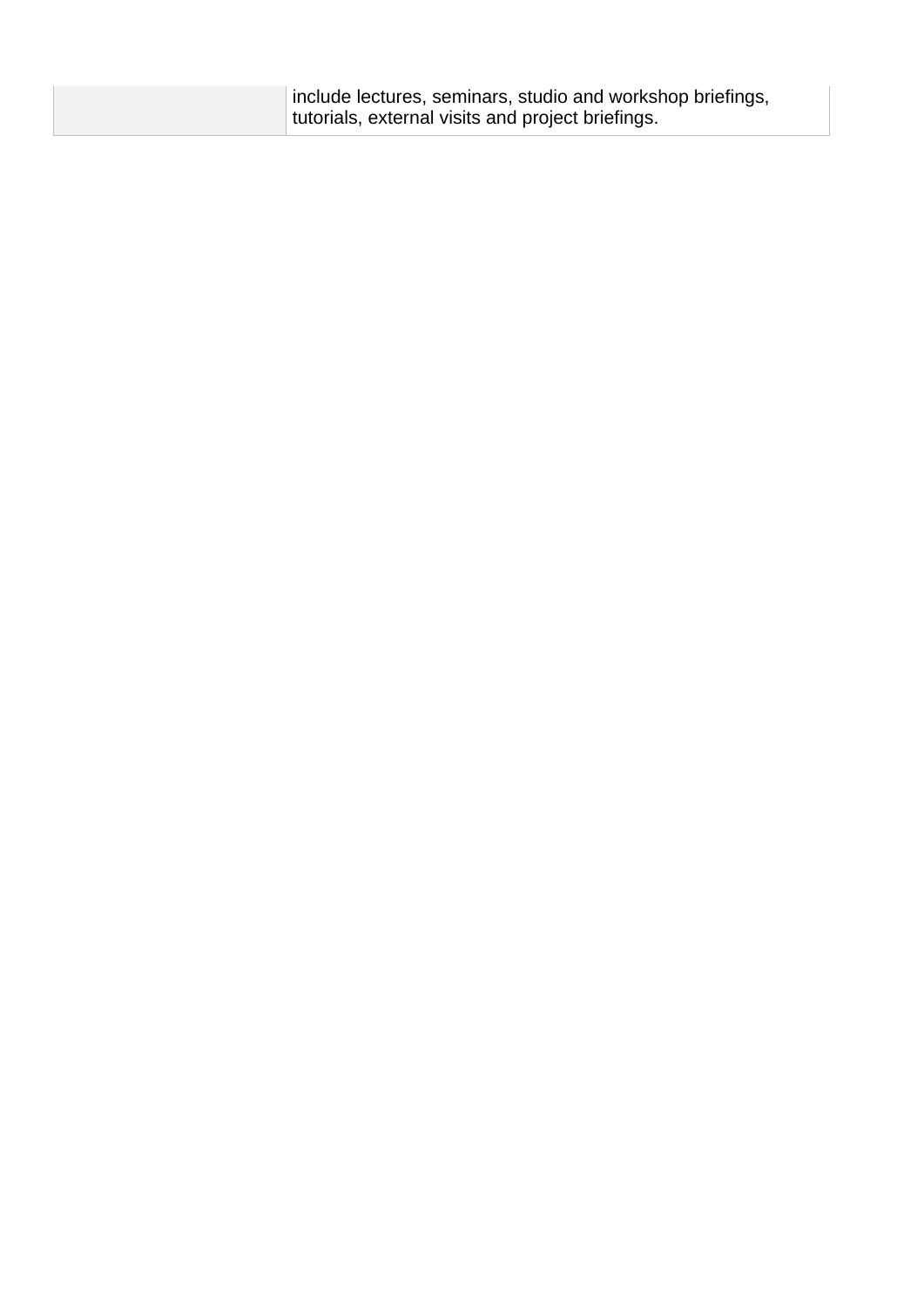| | |
|---|---|
| | include lectures, seminars, studio and workshop briefings, tutorials, external visits and project briefings. |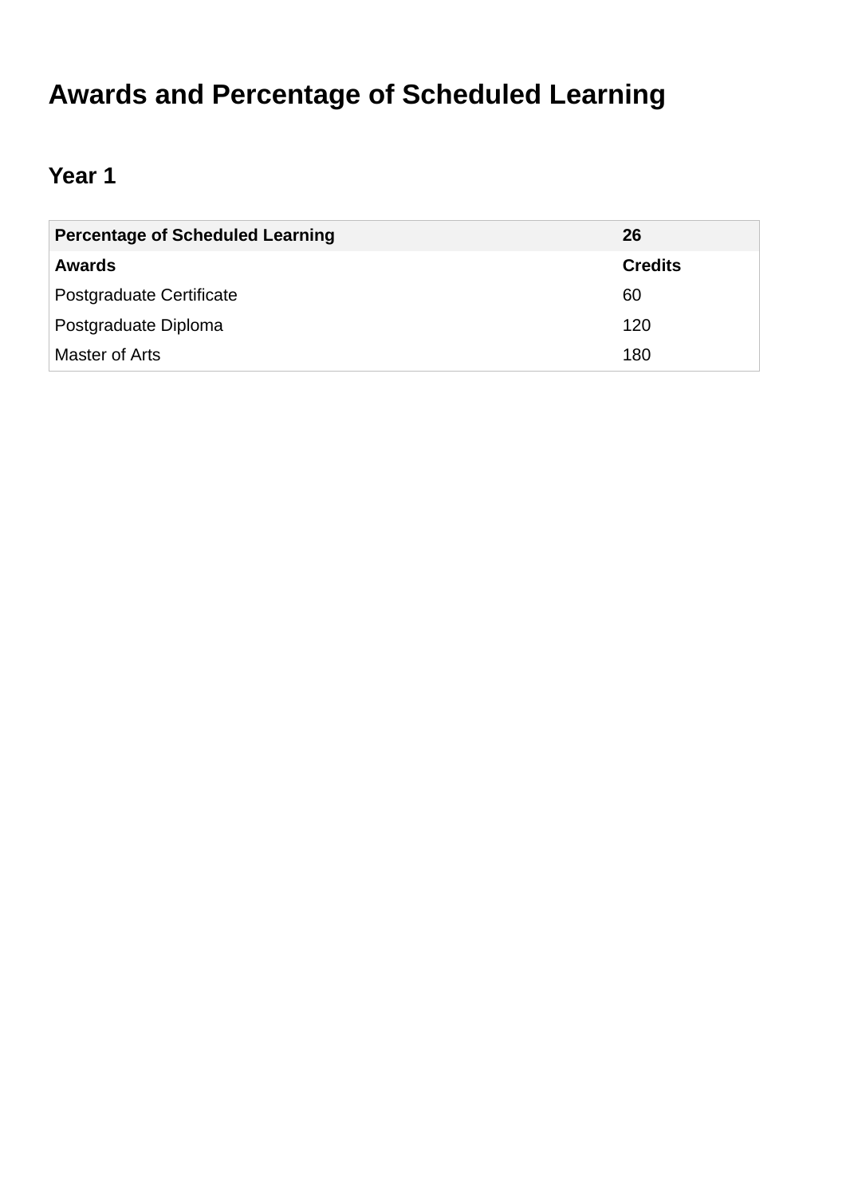# Awards and Percentage of Scheduled Learning

## Year 1

| Percentage of Scheduled Learning | 26 |
|---|---|
| **Awards** | **Credits** |
| Postgraduate Certificate | 60 |
| Postgraduate Diploma | 120 |
| Master of Arts | 180 |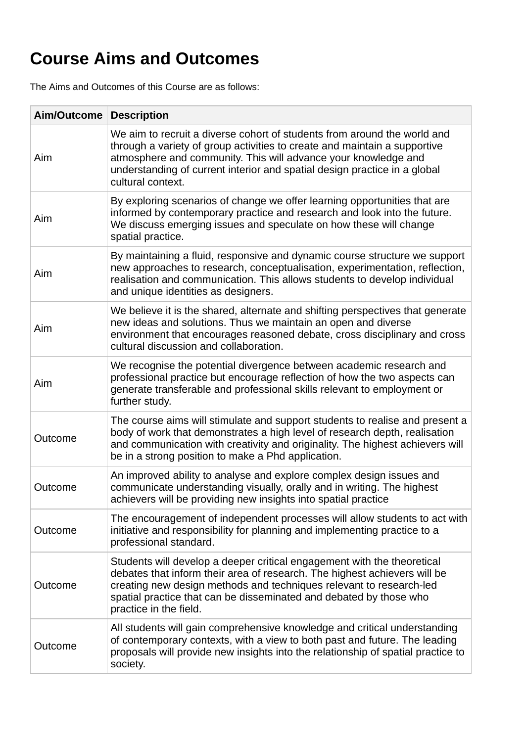# Course Aims and Outcomes

The Aims and Outcomes of this Course are as follows:

| Aim/Outcome | Description |
| --- | --- |
| Aim | We aim to recruit a diverse cohort of students from around the world and through a variety of group activities to create and maintain a supportive atmosphere and community. This will advance your knowledge and understanding of current interior and spatial design practice in a global cultural context. |
| Aim | By exploring scenarios of change we offer learning opportunities that are informed by contemporary practice and research and look into the future. We discuss emerging issues and speculate on how these will change spatial practice. |
| Aim | By maintaining a fluid, responsive and dynamic course structure we support new approaches to research, conceptualisation, experimentation, reflection, realisation and communication. This allows students to develop individual and unique identities as designers. |
| Aim | We believe it is the shared, alternate and shifting perspectives that generate new ideas and solutions. Thus we maintain an open and diverse environment that encourages reasoned debate, cross disciplinary and cross cultural discussion and collaboration. |
| Aim | We recognise the potential divergence between academic research and professional practice but encourage reflection of how the two aspects can generate transferable and professional skills relevant to employment or further study. |
| Outcome | The course aims will stimulate and support students to realise and present a body of work that demonstrates a high level of research depth, realisation and communication with creativity and originality. The highest achievers will be in a strong position to make a Phd application. |
| Outcome | An improved ability to analyse and explore complex design issues and communicate understanding visually, orally and in writing. The highest achievers will be providing new insights into spatial practice |
| Outcome | The encouragement of independent processes will allow students to act with initiative and responsibility for planning and implementing practice to a professional standard. |
| Outcome | Students will develop a deeper critical engagement with the theoretical debates that inform their area of research. The highest achievers will be creating new design methods and techniques relevant to research-led spatial practice that can be disseminated and debated by those who practice in the field. |
| Outcome | All students will gain comprehensive knowledge and critical understanding of contemporary contexts, with a view to both past and future. The leading proposals will provide new insights into the relationship of spatial practice to society. |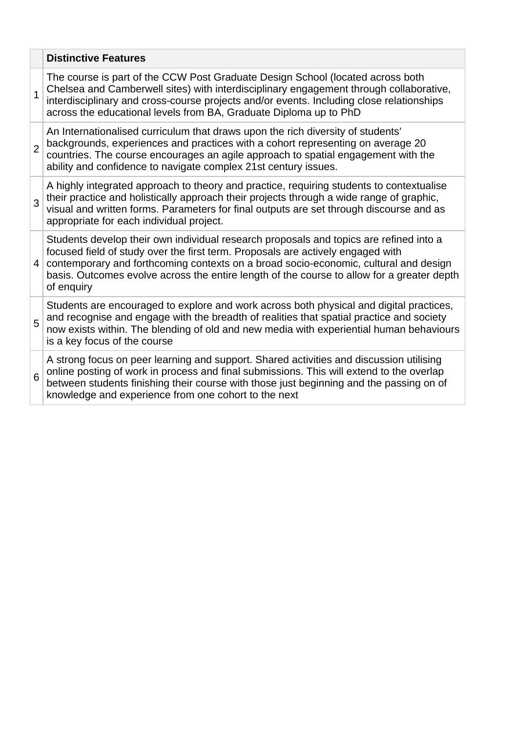| | **Distinctive Features** |
|---|---|
| 1 | The course is part of the CCW Post Graduate Design School (located across both Chelsea and Camberwell sites) with interdisciplinary engagement through collaborative, interdisciplinary and cross-course projects and/or events. Including close relationships across the educational levels from BA, Graduate Diploma up to PhD |
| 2 | An Internationalised curriculum that draws upon the rich diversity of students' backgrounds, experiences and practices with a cohort representing on average 20 countries. The course encourages an agile approach to spatial engagement with the ability and confidence to navigate complex 21st century issues. |
| 3 | A highly integrated approach to theory and practice, requiring students to contextualise their practice and holistically approach their projects through a wide range of graphic, visual and written forms. Parameters for final outputs are set through discourse and as appropriate for each individual project. |
| 4 | Students develop their own individual research proposals and topics are refined into a focused field of study over the first term. Proposals are actively engaged with contemporary and forthcoming contexts on a broad socio-economic, cultural and design basis. Outcomes evolve across the entire length of the course to allow for a greater depth of enquiry |
| 5 | Students are encouraged to explore and work across both physical and digital practices, and recognise and engage with the breadth of realities that spatial practice and society now exists within. The blending of old and new media with experiential human behaviours is a key focus of the course |
| 6 | A strong focus on peer learning and support. Shared activities and discussion utilising online posting of work in process and final submissions. This will extend to the overlap between students finishing their course with those just beginning and the passing on of knowledge and experience from one cohort to the next |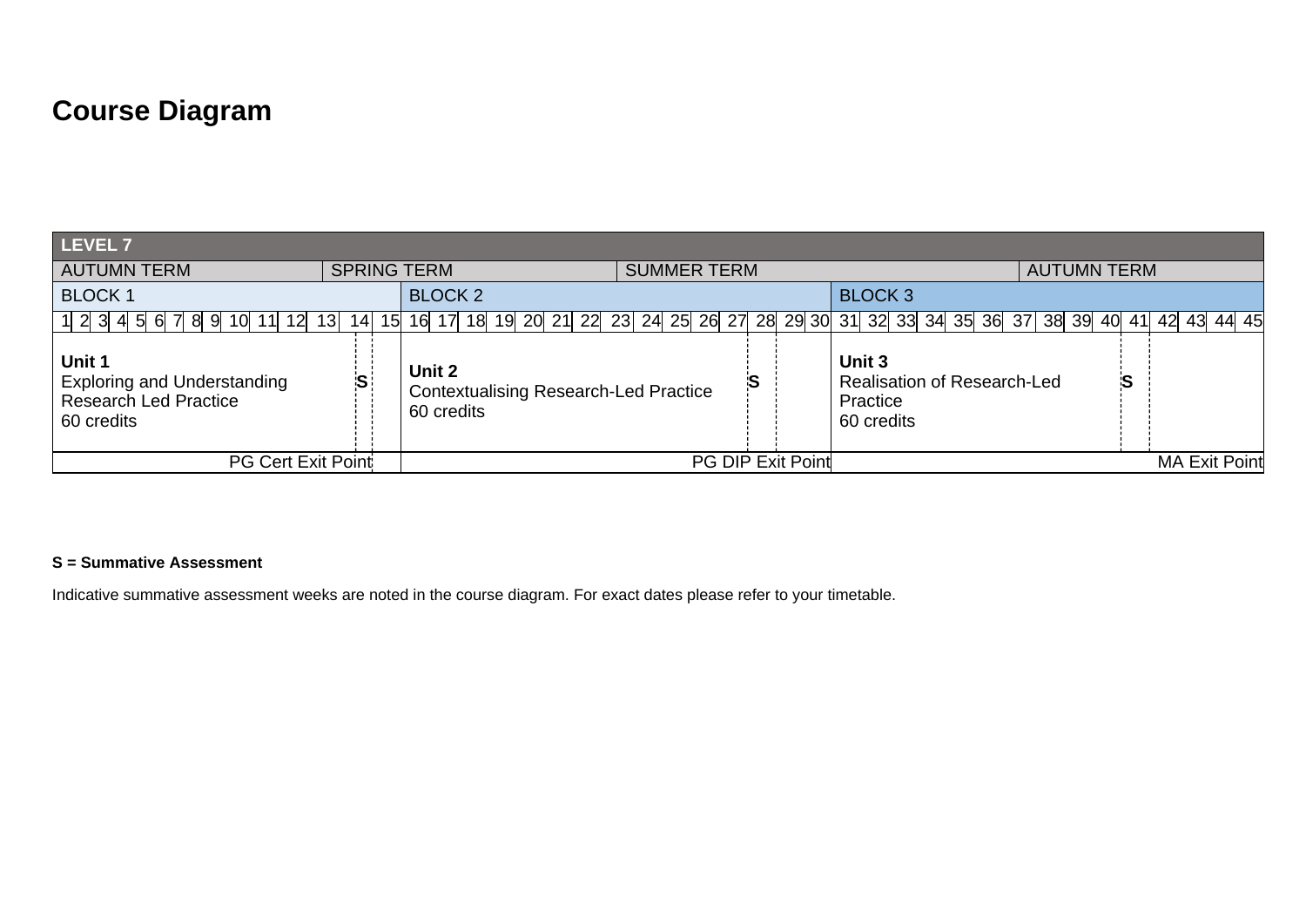# Course Diagram

| LEVEL 7 | | |
|---|---|---|
| AUTUMN TERM (Weeks 1–13) / SPRING TERM (Weeks 14–23) | SPRING TERM / SUMMER TERM (Weeks 24–37) | SUMMER TERM / AUTUMN TERM (Weeks 38–45) |
| BLOCK 1 | BLOCK 2 | BLOCK 3 |
| Weeks 1–15 | Weeks 16–30 | Weeks 31–45 |
| **Unit 1** Exploring and Understanding Research Led Practice 60 credits — **S** (week 14) | **Unit 2** Contextualising Research-Led Practice 60 credits — **S** (week 28) | **Unit 3** Realisation of Research-Led Practice 60 credits — **S** (week 41) |
| PG Cert Exit Point | PG DIP Exit Point | MA Exit Point |

**S = Summative Assessment**

Indicative summative assessment weeks are noted in the course diagram. For exact dates please refer to your timetable.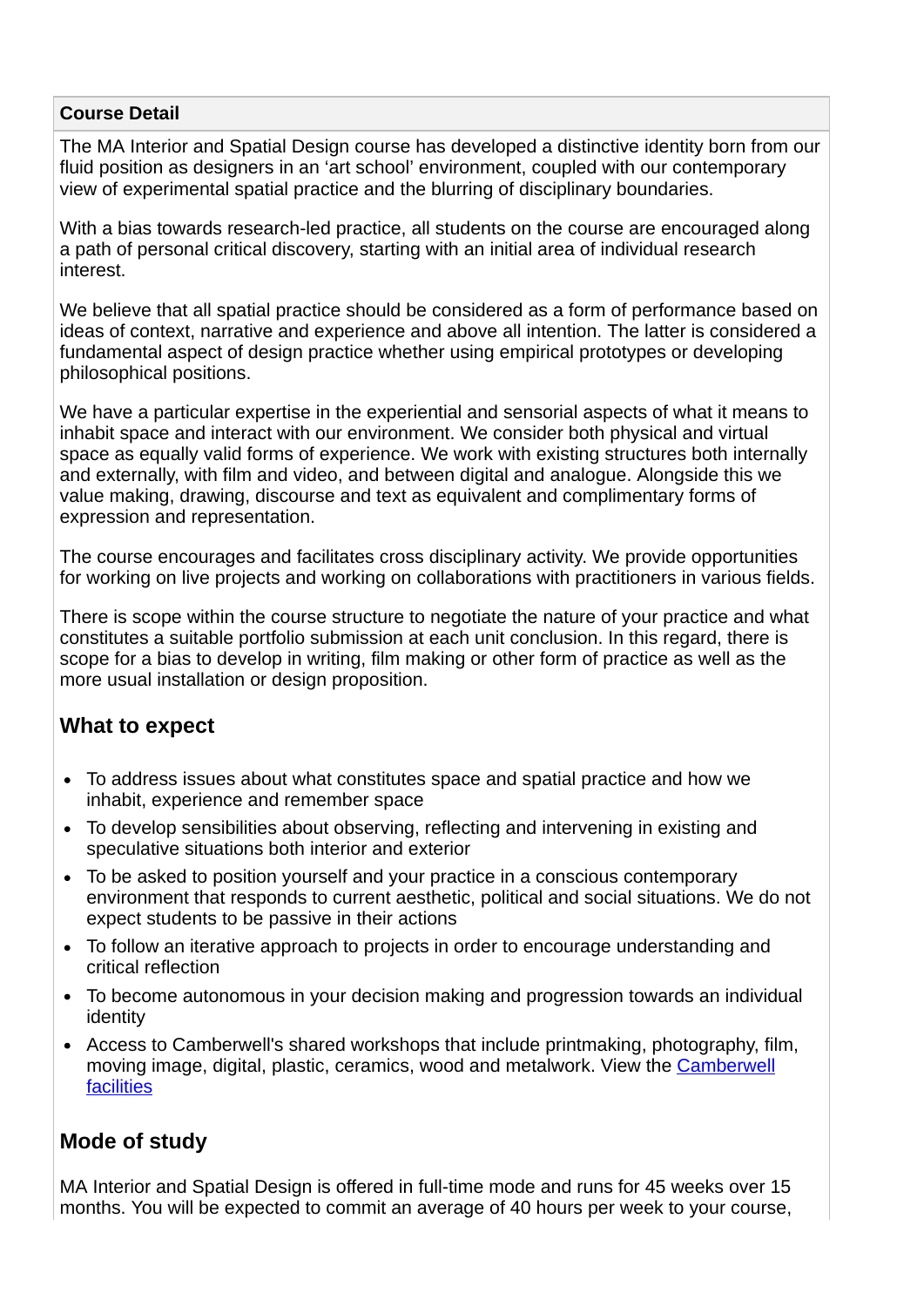**Course Detail**

The MA Interior and Spatial Design course has developed a distinctive identity born from our fluid position as designers in an 'art school' environment, coupled with our contemporary view of experimental spatial practice and the blurring of disciplinary boundaries.

With a bias towards research-led practice, all students on the course are encouraged along a path of personal critical discovery, starting with an initial area of individual research interest.

We believe that all spatial practice should be considered as a form of performance based on ideas of context, narrative and experience and above all intention. The latter is considered a fundamental aspect of design practice whether using empirical prototypes or developing philosophical positions.

We have a particular expertise in the experiential and sensorial aspects of what it means to inhabit space and interact with our environment. We consider both physical and virtual space as equally valid forms of experience. We work with existing structures both internally and externally, with film and video, and between digital and analogue. Alongside this we value making, drawing, discourse and text as equivalent and complimentary forms of expression and representation.

The course encourages and facilitates cross disciplinary activity. We provide opportunities for working on live projects and working on collaborations with practitioners in various fields.

There is scope within the course structure to negotiate the nature of your practice and what constitutes a suitable portfolio submission at each unit conclusion. In this regard, there is scope for a bias to develop in writing, film making or other form of practice as well as the more usual installation or design proposition.

## What to expect

- To address issues about what constitutes space and spatial practice and how we inhabit, experience and remember space
- To develop sensibilities about observing, reflecting and intervening in existing and speculative situations both interior and exterior
- To be asked to position yourself and your practice in a conscious contemporary environment that responds to current aesthetic, political and social situations. We do not expect students to be passive in their actions
- To follow an iterative approach to projects in order to encourage understanding and critical reflection
- To become autonomous in your decision making and progression towards an individual identity
- Access to Camberwell's shared workshops that include printmaking, photography, film, moving image, digital, plastic, ceramics, wood and metalwork. View the Camberwell facilities

## Mode of study

MA Interior and Spatial Design is offered in full-time mode and runs for 45 weeks over 15 months. You will be expected to commit an average of 40 hours per week to your course,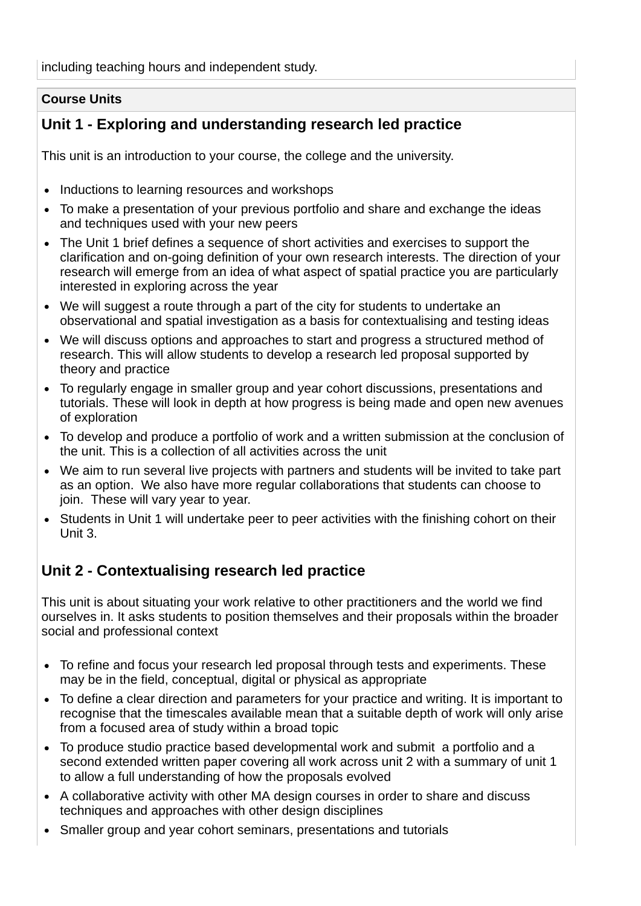including teaching hours and independent study.

**Course Units**

## Unit 1 - Exploring and understanding research led practice

This unit is an introduction to your course, the college and the university.

- Inductions to learning resources and workshops
- To make a presentation of your previous portfolio and share and exchange the ideas and techniques used with your new peers
- The Unit 1 brief defines a sequence of short activities and exercises to support the clarification and on-going definition of your own research interests. The direction of your research will emerge from an idea of what aspect of spatial practice you are particularly interested in exploring across the year
- We will suggest a route through a part of the city for students to undertake an observational and spatial investigation as a basis for contextualising and testing ideas
- We will discuss options and approaches to start and progress a structured method of research. This will allow students to develop a research led proposal supported by theory and practice
- To regularly engage in smaller group and year cohort discussions, presentations and tutorials. These will look in depth at how progress is being made and open new avenues of exploration
- To develop and produce a portfolio of work and a written submission at the conclusion of the unit. This is a collection of all activities across the unit
- We aim to run several live projects with partners and students will be invited to take part as an option. We also have more regular collaborations that students can choose to join. These will vary year to year.
- Students in Unit 1 will undertake peer to peer activities with the finishing cohort on their Unit 3.

## Unit 2 - Contextualising research led practice

This unit is about situating your work relative to other practitioners and the world we find ourselves in. It asks students to position themselves and their proposals within the broader social and professional context

- To refine and focus your research led proposal through tests and experiments. These may be in the field, conceptual, digital or physical as appropriate
- To define a clear direction and parameters for your practice and writing. It is important to recognise that the timescales available mean that a suitable depth of work will only arise from a focused area of study within a broad topic
- To produce studio practice based developmental work and submit a portfolio and a second extended written paper covering all work across unit 2 with a summary of unit 1 to allow a full understanding of how the proposals evolved
- A collaborative activity with other MA design courses in order to share and discuss techniques and approaches with other design disciplines
- Smaller group and year cohort seminars, presentations and tutorials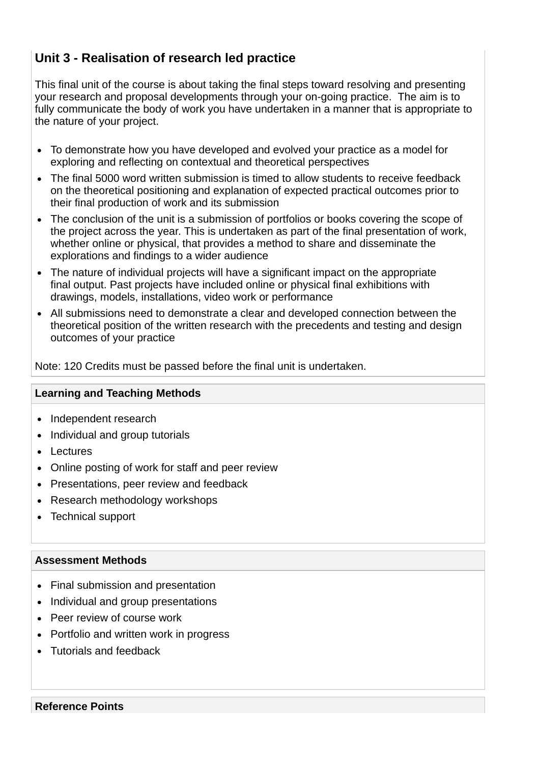### Unit 3 - Realisation of research led practice

This final unit of the course is about taking the final steps toward resolving and presenting your research and proposal developments through your on-going practice. The aim is to fully communicate the body of work you have undertaken in a manner that is appropriate to the nature of your project.

- To demonstrate how you have developed and evolved your practice as a model for exploring and reflecting on contextual and theoretical perspectives
- The final 5000 word written submission is timed to allow students to receive feedback on the theoretical positioning and explanation of expected practical outcomes prior to their final production of work and its submission
- The conclusion of the unit is a submission of portfolios or books covering the scope of the project across the year. This is undertaken as part of the final presentation of work, whether online or physical, that provides a method to share and disseminate the explorations and findings to a wider audience
- The nature of individual projects will have a significant impact on the appropriate final output. Past projects have included online or physical final exhibitions with drawings, models, installations, video work or performance
- All submissions need to demonstrate a clear and developed connection between the theoretical position of the written research with the precedents and testing and design outcomes of your practice

Note: 120 Credits must be passed before the final unit is undertaken.

### Learning and Teaching Methods

- Independent research
- Individual and group tutorials
- Lectures
- Online posting of work for staff and peer review
- Presentations, peer review and feedback
- Research methodology workshops
- Technical support

### Assessment Methods

- Final submission and presentation
- Individual and group presentations
- Peer review of course work
- Portfolio and written work in progress
- Tutorials and feedback

### Reference Points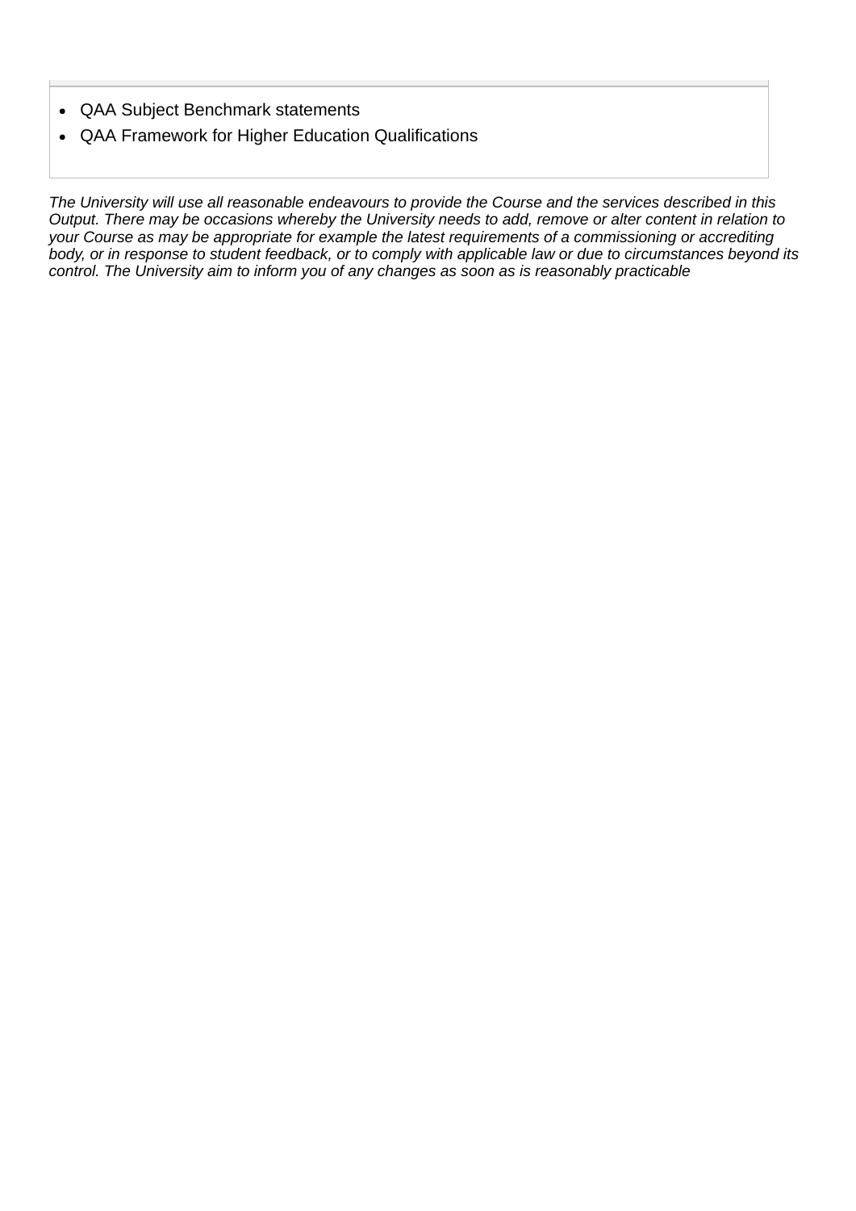- QAA Subject Benchmark statements
- QAA Framework for Higher Education Qualifications

*The University will use all reasonable endeavours to provide the Course and the services described in this Output. There may be occasions whereby the University needs to add, remove or alter content in relation to your Course as may be appropriate for example the latest requirements of a commissioning or accrediting body, or in response to student feedback, or to comply with applicable law or due to circumstances beyond its control. The University aim to inform you of any changes as soon as is reasonably practicable*